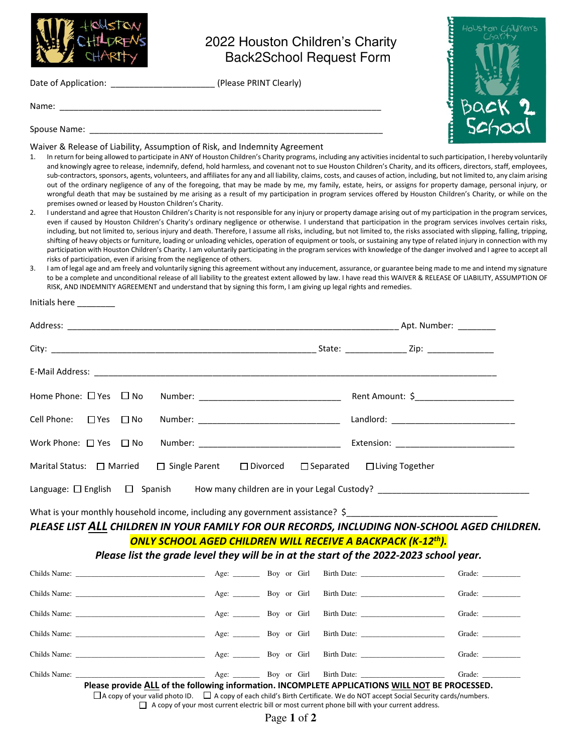# 2022 Houston Children's Charity Back2School Request Form

Date of Application: ______________________ (Please PRINT Clearly)

Name: ______________________________________________________________________

Spouse Name: ________________________________________________________________

## Waiver & Release of Liability, Assumption of Risk, and Indemnity Agreement

1. In return for being allowed to participate in ANY of Houston Children's Charity programs, including any activities incidental to such participation, I hereby voluntarily and knowingly agree to release, indemnify, defend, hold harmless, and covenant not to sue Houston Children's Charity, and its officers, directors, staff, employees, sub-contractors, sponsors, agents, volunteers, and affiliates for any and all liability, claims, costs, and causes of action, including, but not limited to, any claim arising out of the ordinary negligence of any of the foregoing, that may be made by me, my family, estate, heirs, or assigns for property damage, personal injury, or wrongful death that may be sustained by me arising as a result of my participation in program services offered by Houston Children's Charity, or while on the premises owned or leased by Houston Children's Charity.
2. I understand and agree that Houston Children's Charity is not responsible for any injury or property damage arising out of my participation in the program services, even if caused by Houston Children's Charity's ordinary negligence or otherwise. I understand that participation in the program services involves certain risks, including, but not limited to, serious injury and death. Therefore, I assume all risks, including, but not limited to, the risks associated with slipping, falling, tripping, shifting of heavy objects or furniture, loading or unloading vehicles, operation of equipment or tools, or sustaining any type of related injury in connection with my participation with Houston Children's Charity. I am voluntarily participating in the program services with knowledge of the danger involved and I agree to accept all risks of participation, even if arising from the negligence of others.
3. I am of legal age and am freely and voluntarily signing this agreement without any inducement, assurance, or guarantee being made to me and intend my signature to be a complete and unconditional release of all liability to the greatest extent allowed by law. I have read this WAIVER & RELEASE OF LIABILITY, ASSUMPTION OF RISK, AND INDEMNITY AGREEMENT and understand that by signing this form, I am giving up legal rights and remedies.

Initials here ________

Address: _______________________________________________________________ Apt. Number: ________

City: ________________________________________________ State: _____________ Zip: ______________

E-Mail Address: _________________________________________________________________________

Home Phone: ☐ Yes ☐ No Number: ______________________________ Rent Amount: $____________________

Cell Phone: ☐ Yes ☐ No Number: ______________________________ Landlord: __________________________

Work Phone: ☐ Yes ☐ No Number: ______________________________ Extension: _________________________

Marital Status: ☐ Married ☐ Single Parent ☐ Divorced ☐ Separated ☐ Living Together

Language: ☐ English ☐ Spanish How many children are in your Legal Custody? ________________________________

What is your monthly household income, including any government assistance? $_______________________________

***PLEASE LIST ALL CHILDREN IN YOUR FAMILY FOR OUR RECORDS, INCLUDING NON-SCHOOL AGED CHILDREN.***

***ONLY SCHOOL AGED CHILDREN WILL RECEIVE A BACKPACK (K-12th).***

***Please list the grade level they will be in at the start of the 2022-2023 school year.***

Childs Name: _________________________ Age: ______ Boy or Girl Birth Date: ____________________ Grade: _________

Childs Name: _________________________ Age: ______ Boy or Girl Birth Date: ____________________ Grade: _________

Childs Name: _________________________ Age: ______ Boy or Girl Birth Date: ____________________ Grade: _________

Childs Name: _________________________ Age: ______ Boy or Girl Birth Date: ____________________ Grade: _________

Childs Name: _________________________ Age: ______ Boy or Girl Birth Date: ____________________ Grade: _________

Childs Name: _________________________ Age: ______ Boy or Girl Birth Date: ____________________ Grade: _________

**Please provide ALL of the following information. INCOMPLETE APPLICATIONS WILL NOT BE PROCESSED.**

☐ A copy of your valid photo ID. ☐ A copy of each child's Birth Certificate. We do NOT accept Social Security cards/numbers.

☐ A copy of your most current electric bill or most current phone bill with your current address.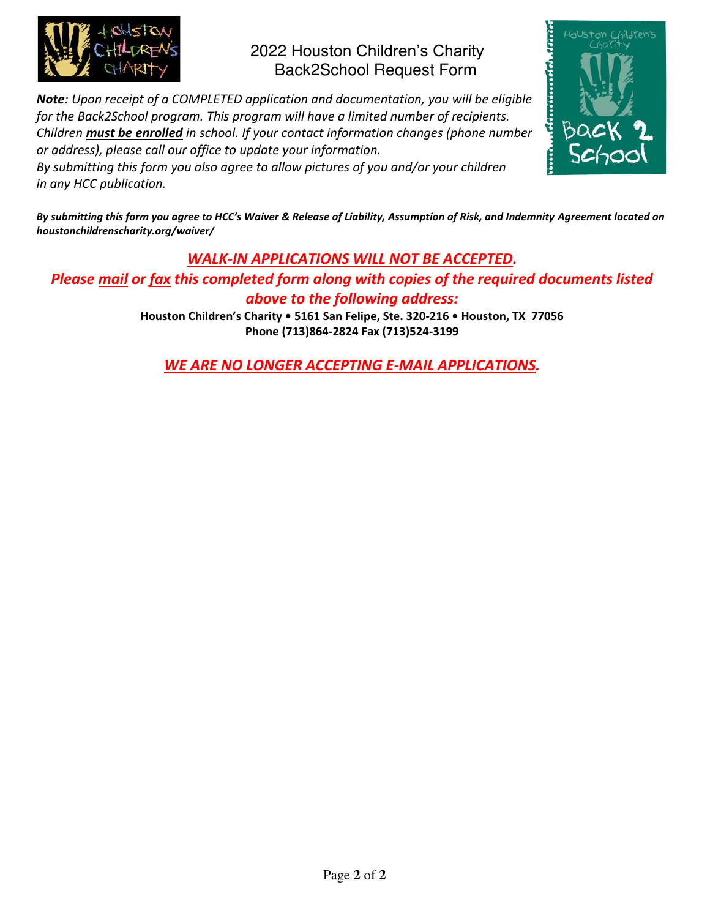# 2022 Houston Children's Charity Back2School Request Form

***Note**: Upon receipt of a COMPLETED application and documentation, you will be eligible for the Back2School program. This program will have a limited number of recipients. Children **must be enrolled** in school. If your contact information changes (phone number or address), please call our office to update your information. By submitting this form you also agree to allow pictures of you and/or your children in any HCC publication.*

***By submitting this form you agree to HCC's Waiver & Release of Liability, Assumption of Risk, and Indemnity Agreement located on houstonchildrenscharity.org/waiver/***

***WALK-IN APPLICATIONS WILL NOT BE ACCEPTED.***

***Please mail or fax this completed form along with copies of the required documents listed above to the following address:***

**Houston Children's Charity • 5161 San Felipe, Ste. 320-216 • Houston, TX 77056**
**Phone (713)864-2824 Fax (713)524-3199**

***WE ARE NO LONGER ACCEPTING E-MAIL APPLICATIONS.***